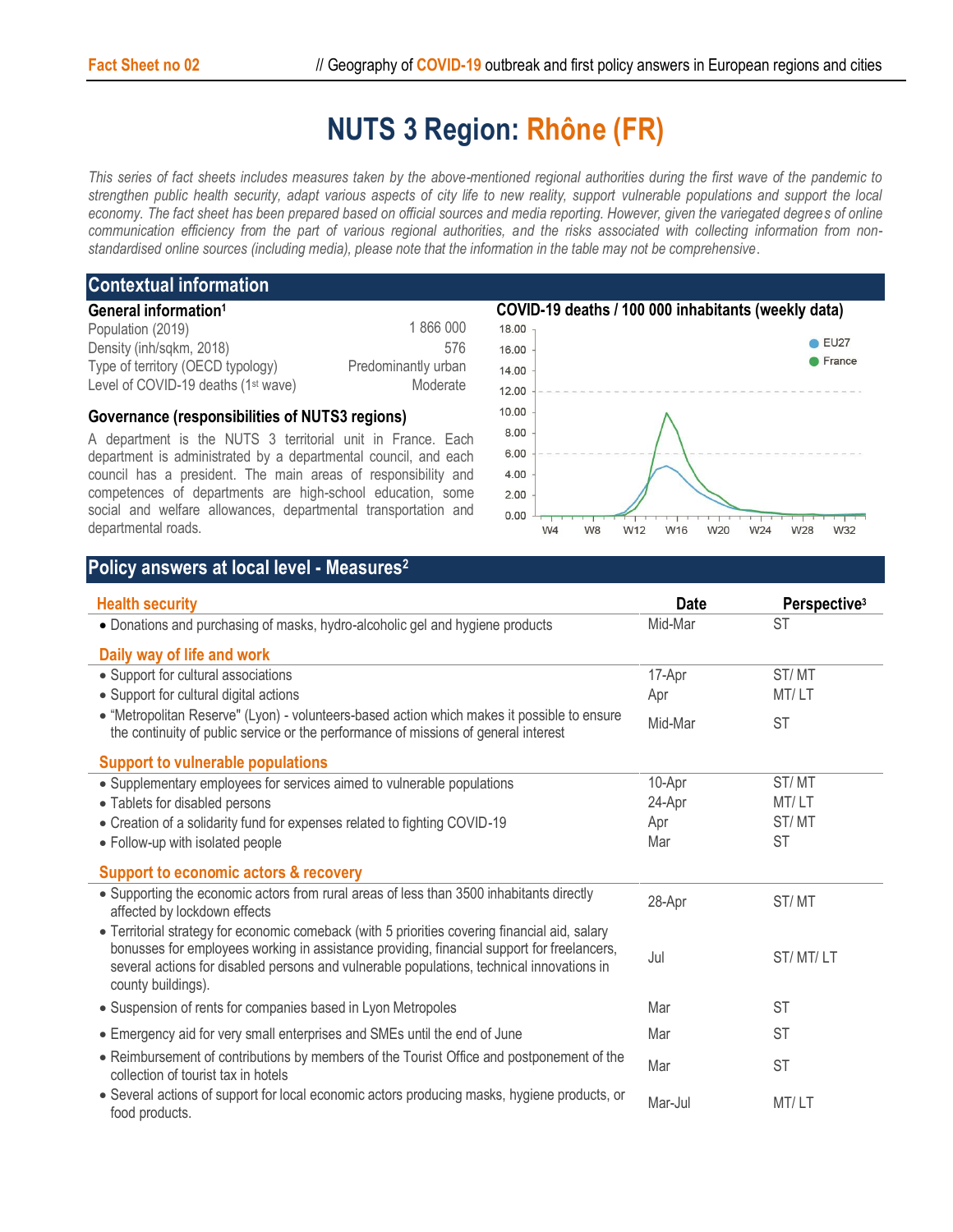# NUTS 3 Region: Rhône (FR)

*This series of fact sheets includes measures taken by the above-mentioned regional authorities during the first wave of the pandemic to strengthen public health security, adapt various aspects of city life to new reality, support vulnerable populations and support the local economy. The fact sheet has been prepared based on official sources and media reporting. However, given the variegated degrees of online communication efficiency from the part of various regional authorities, and the risks associated with collecting information from non-standardised online sources (including media), please note that the information in the table may not be comprehensive.*

## Contextual information

### General information[1]

| | |
|---|---|
| Population (2019) | 1 866 000 |
| Density (inh/sqkm, 2018) | 576 |
| Type of territory (OECD typology) | Predominantly urban |
| Level of COVID-19 deaths (1st wave) | Moderate |

### Governance (responsibilities of NUTS3 regions)

A department is the NUTS 3 territorial unit in France. Each department is administrated by a departmental council, and each council has a president. The main areas of responsibility and competences of departments are high-school education, some social and welfare allowances, departmental transportation and departmental roads.

### COVID-19 deaths / 100 000 inhabitants (weekly data)

## Policy answers at local level - Measures[2]

| Health security | Date | Perspective[3] |
|---|---|---|
| • Donations and purchasing of masks, hydro-alcoholic gel and hygiene products | Mid-Mar | ST |
| **Daily way of life and work** | | |
| • Support for cultural associations | 17-Apr | ST/ MT |
| • Support for cultural digital actions | Apr | MT/ LT |
| • "Metropolitan Reserve" (Lyon) - volunteers-based action which makes it possible to ensure the continuity of public service or the performance of missions of general interest | Mid-Mar | ST |
| **Support to vulnerable populations** | | |
| • Supplementary employees for services aimed to vulnerable populations | 10-Apr | ST/ MT |
| • Tablets for disabled persons | 24-Apr | MT/ LT |
| • Creation of a solidarity fund for expenses related to fighting COVID-19 | Apr | ST/ MT |
| • Follow-up with isolated people | Mar | ST |
| **Support to economic actors & recovery** | | |
| • Supporting the economic actors from rural areas of less than 3500 inhabitants directly affected by lockdown effects | 28-Apr | ST/ MT |
| • Territorial strategy for economic comeback (with 5 priorities covering financial aid, salary bonuses for employees working in assistance providing, financial support for freelancers, several actions for disabled persons and vulnerable populations, technical innovations in county buildings). | Jul | ST/ MT/ LT |
| • Suspension of rents for companies based in Lyon Metropoles | Mar | ST |
| • Emergency aid for very small enterprises and SMEs until the end of June | Mar | ST |
| • Reimbursement of contributions by members of the Tourist Office and postponement of the collection of tourist tax in hotels | Mar | ST |
| • Several actions of support for local economic actors producing masks, hygiene products, or food products. | Mar-Jul | MT/ LT |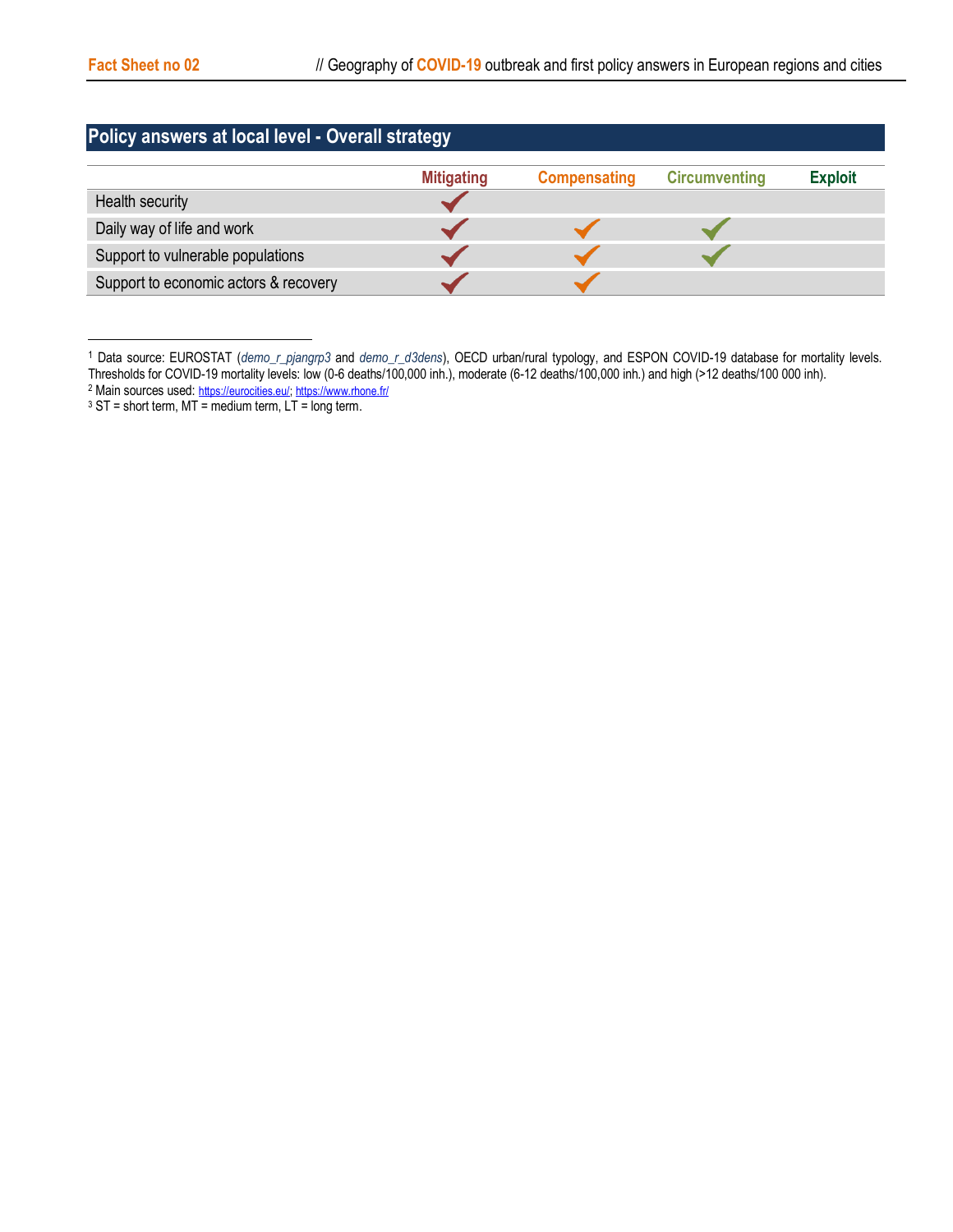## Policy answers at local level - Overall strategy

| | Mitigating | Compensating | Circumventing | Exploit |
|---|---|---|---|---|
| Health security | ✓ | | | |
| Daily way of life and work | ✓ | ✓ | ✓ | |
| Support to vulnerable populations | ✓ | ✓ | ✓ | |
| Support to economic actors & recovery | ✓ | ✓ | | |

---

[1] Data source: EUROSTAT (*demo_r_pjangrp3* and *demo_r_d3dens*), OECD urban/rural typology, and ESPON COVID-19 database for mortality levels. Thresholds for COVID-19 mortality levels: low (0-6 deaths/100,000 inh.), moderate (6-12 deaths/100,000 inh.) and high (>12 deaths/100 000 inh).

[2] Main sources used: https://eurocities.eu/; https://www.rhone.fr/

[3] ST = short term, MT = medium term, LT = long term.